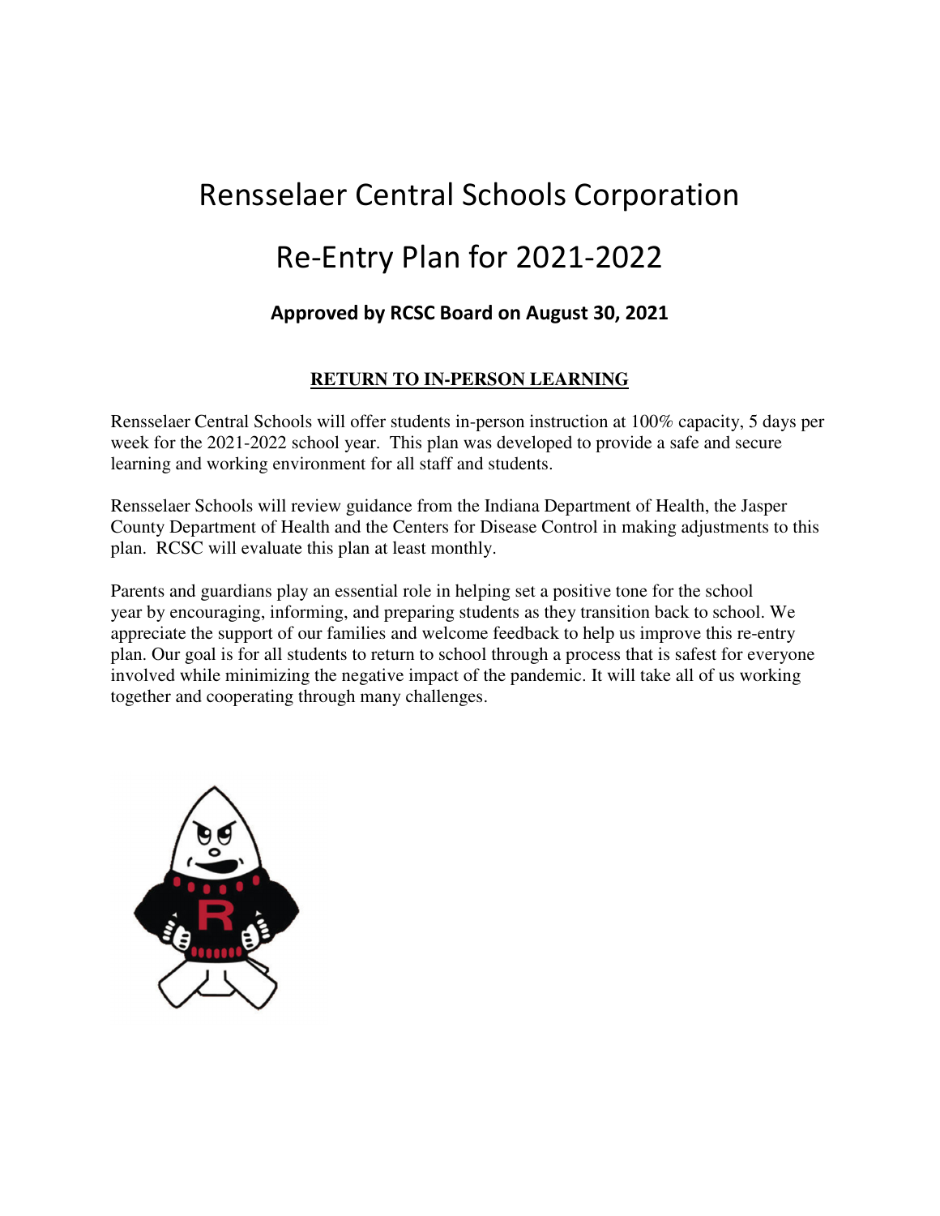# Rensselaer Central Schools Corporation

# Re-Entry Plan for 2021-2022

### Approved by RCSC Board on August 30, 2021

## RETURN TO IN-PERSON LEARNING

Rensselaer Central Schools will offer students in-person instruction at 100% capacity, 5 days per week for the 2021-2022 school year. This plan was developed to provide a safe and secure learning and working environment for all staff and students.

Rensselaer Schools will review guidance from the Indiana Department of Health, the Jasper County Department of Health and the Centers for Disease Control in making adjustments to this plan. RCSC will evaluate this plan at least monthly.

Parents and guardians play an essential role in helping set a positive tone for the school year by encouraging, informing, and preparing students as they transition back to school. We appreciate the support of our families and welcome feedback to help us improve this re-entry plan. Our goal is for all students to return to school through a process that is safest for everyone involved while minimizing the negative impact of the pandemic. It will take all of us working together and cooperating through many challenges.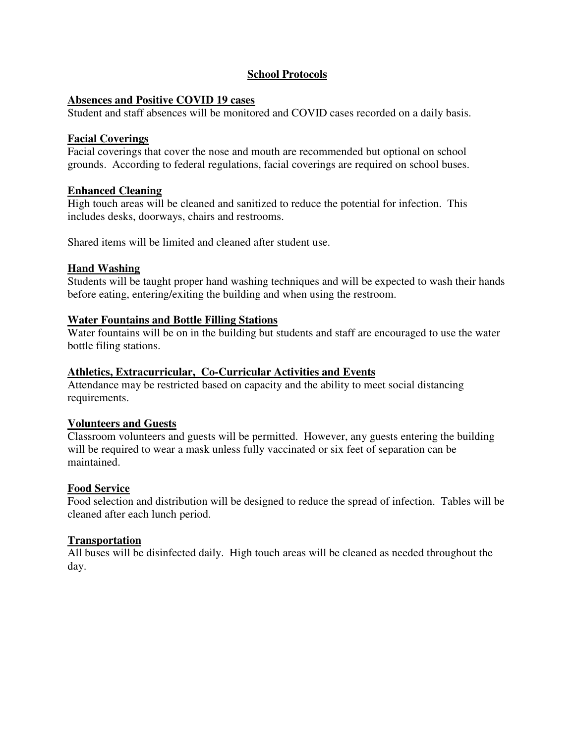## School Protocols

### Absences and Positive COVID 19 cases

Student and staff absences will be monitored and COVID cases recorded on a daily basis.

### Facial Coverings

Facial coverings that cover the nose and mouth are recommended but optional on school grounds. According to federal regulations, facial coverings are required on school buses.

### Enhanced Cleaning

High touch areas will be cleaned and sanitized to reduce the potential for infection. This includes desks, doorways, chairs and restrooms.

Shared items will be limited and cleaned after student use.

### Hand Washing

Students will be taught proper hand washing techniques and will be expected to wash their hands before eating, entering/exiting the building and when using the restroom.

### Water Fountains and Bottle Filling Stations

Water fountains will be on in the building but students and staff are encouraged to use the water bottle filing stations.

### Athletics, Extracurricular, Co-Curricular Activities and Events

Attendance may be restricted based on capacity and the ability to meet social distancing requirements.

### Volunteers and Guests

Classroom volunteers and guests will be permitted. However, any guests entering the building will be required to wear a mask unless fully vaccinated or six feet of separation can be maintained.

### Food Service

Food selection and distribution will be designed to reduce the spread of infection. Tables will be cleaned after each lunch period.

### Transportation

All buses will be disinfected daily. High touch areas will be cleaned as needed throughout the day.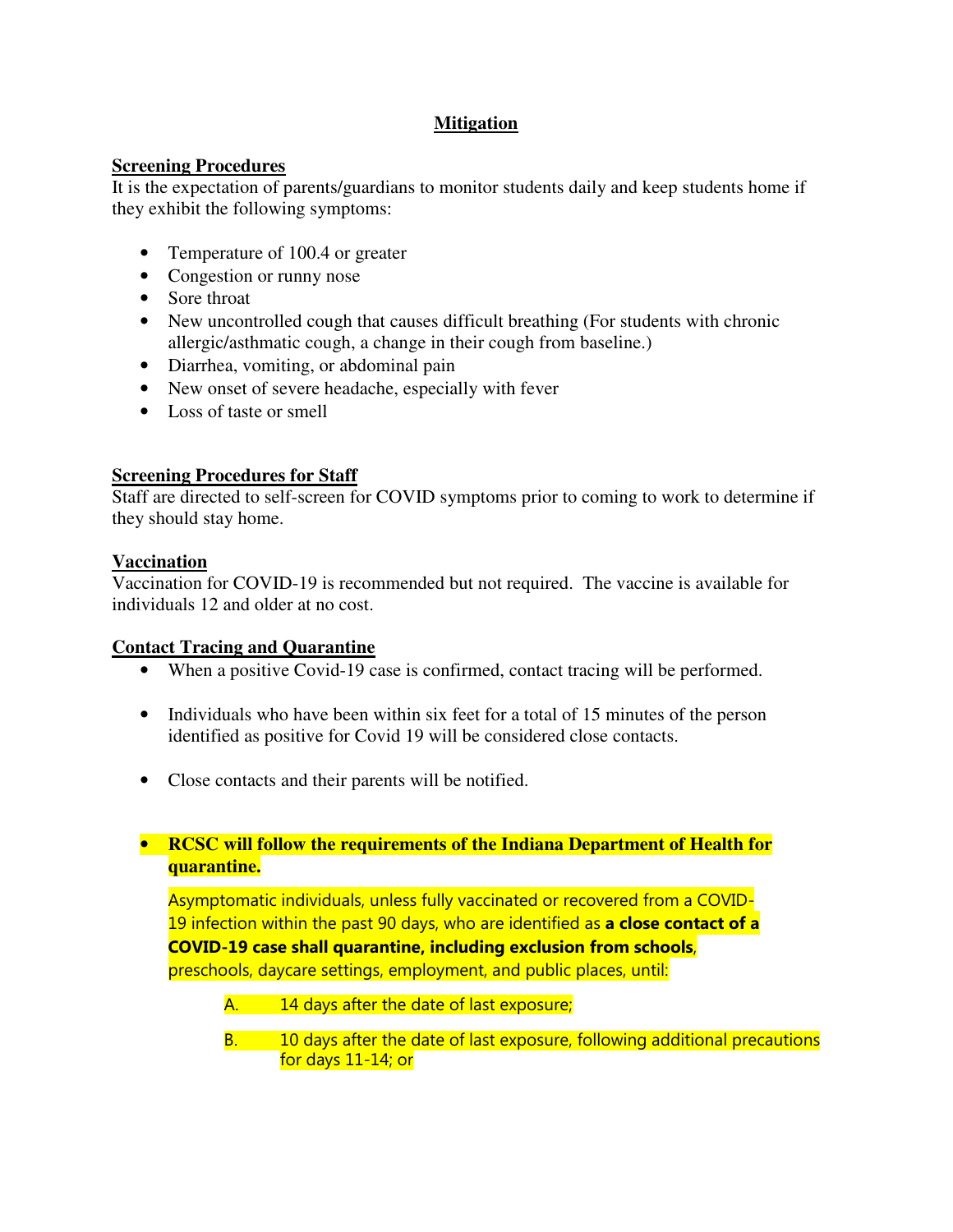## Mitigation

### Screening Procedures

It is the expectation of parents/guardians to monitor students daily and keep students home if they exhibit the following symptoms:

- Temperature of 100.4 or greater
- Congestion or runny nose
- Sore throat
- New uncontrolled cough that causes difficult breathing (For students with chronic allergic/asthmatic cough, a change in their cough from baseline.)
- Diarrhea, vomiting, or abdominal pain
- New onset of severe headache, especially with fever
- Loss of taste or smell

### Screening Procedures for Staff

Staff are directed to self-screen for COVID symptoms prior to coming to work to determine if they should stay home.

### Vaccination

Vaccination for COVID-19 is recommended but not required. The vaccine is available for individuals 12 and older at no cost.

### Contact Tracing and Quarantine

- When a positive Covid-19 case is confirmed, contact tracing will be performed.
- Individuals who have been within six feet for a total of 15 minutes of the person identified as positive for Covid 19 will be considered close contacts.
- Close contacts and their parents will be notified.
- **RCSC will follow the requirements of the Indiana Department of Health for quarantine.**

  Asymptomatic individuals, unless fully vaccinated or recovered from a COVID-19 infection within the past 90 days, who are identified as **a close contact of a COVID-19 case shall quarantine, including exclusion from schools**, preschools, daycare settings, employment, and public places, until:

  A. 14 days after the date of last exposure;

  B. 10 days after the date of last exposure, following additional precautions for days 11-14; or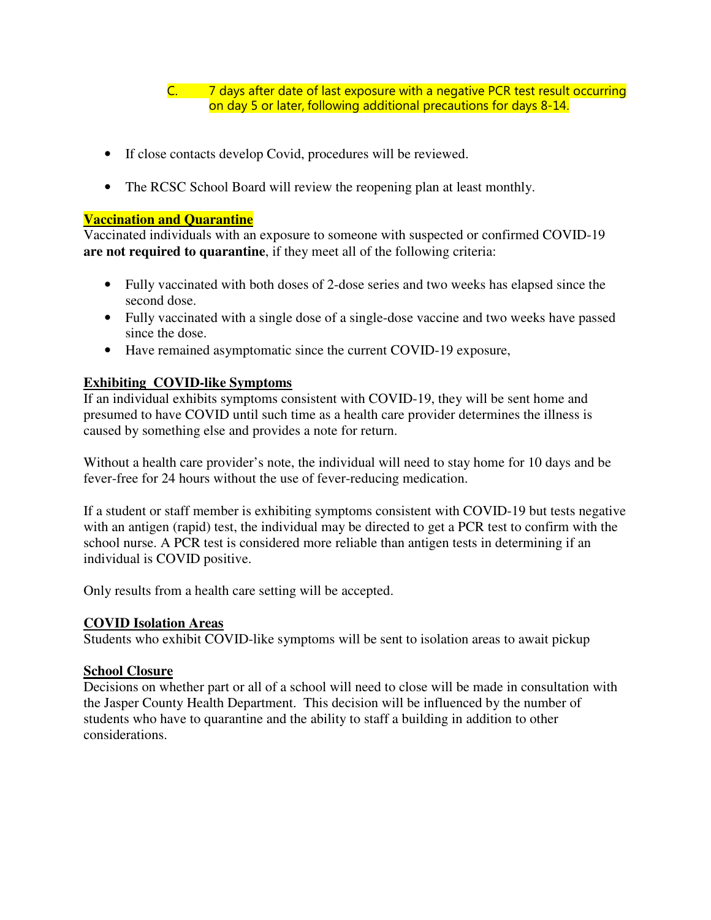C. 7 days after date of last exposure with a negative PCR test result occurring on day 5 or later, following additional precautions for days 8-14.

- If close contacts develop Covid, procedures will be reviewed.
- The RCSC School Board will review the reopening plan at least monthly.

**Vaccination and Quarantine**

Vaccinated individuals with an exposure to someone with suspected or confirmed COVID-19 **are not required to quarantine**, if they meet all of the following criteria:

- Fully vaccinated with both doses of 2-dose series and two weeks has elapsed since the second dose.
- Fully vaccinated with a single dose of a single-dose vaccine and two weeks have passed since the dose.
- Have remained asymptomatic since the current COVID-19 exposure,

**Exhibiting COVID-like Symptoms**

If an individual exhibits symptoms consistent with COVID-19, they will be sent home and presumed to have COVID until such time as a health care provider determines the illness is caused by something else and provides a note for return.

Without a health care provider's note, the individual will need to stay home for 10 days and be fever-free for 24 hours without the use of fever-reducing medication.

If a student or staff member is exhibiting symptoms consistent with COVID-19 but tests negative with an antigen (rapid) test, the individual may be directed to get a PCR test to confirm with the school nurse. A PCR test is considered more reliable than antigen tests in determining if an individual is COVID positive.

Only results from a health care setting will be accepted.

**COVID Isolation Areas**

Students who exhibit COVID-like symptoms will be sent to isolation areas to await pickup

**School Closure**

Decisions on whether part or all of a school will need to close will be made in consultation with the Jasper County Health Department. This decision will be influenced by the number of students who have to quarantine and the ability to staff a building in addition to other considerations.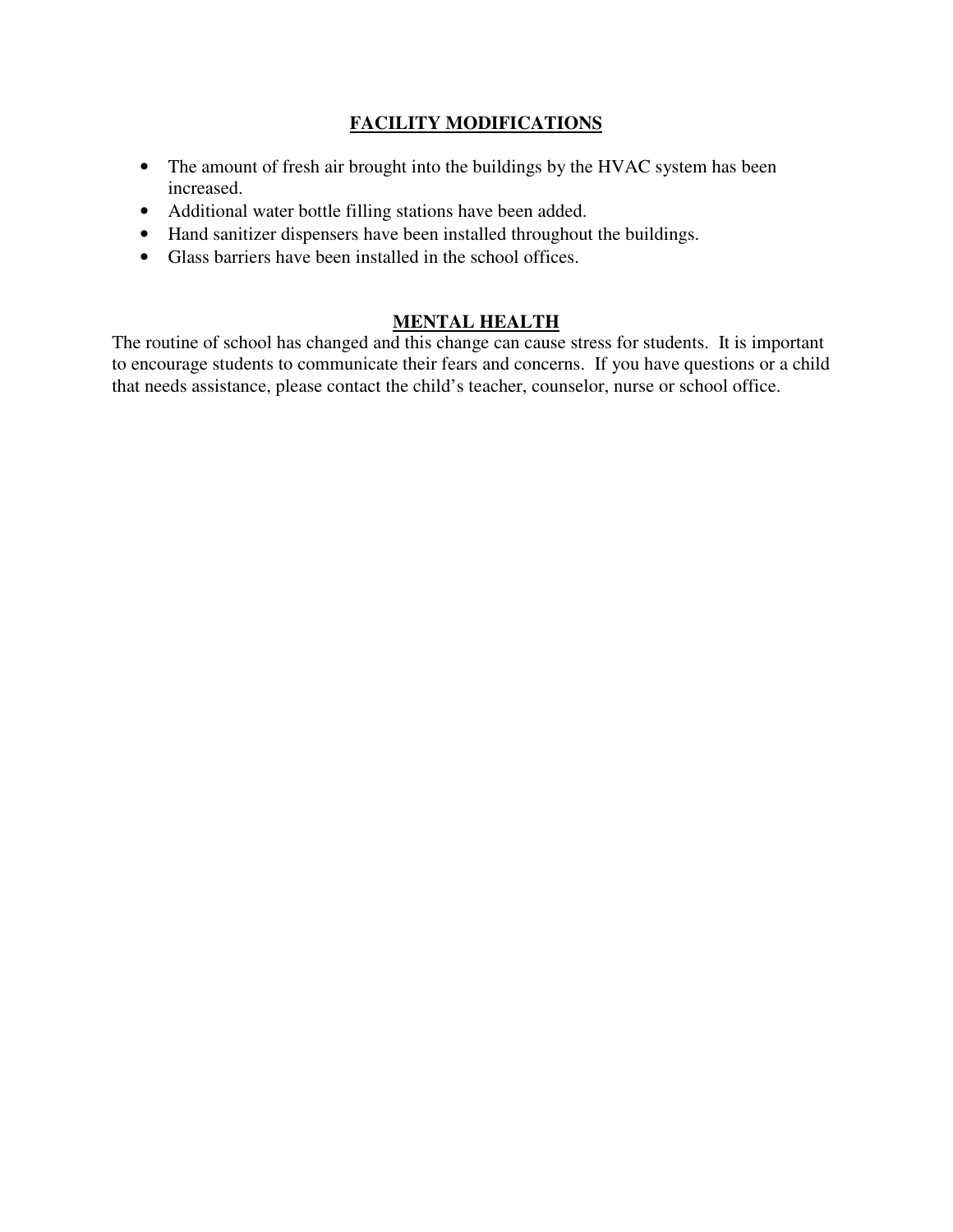## FACILITY MODIFICATIONS

- The amount of fresh air brought into the buildings by the HVAC system has been increased.
- Additional water bottle filling stations have been added.
- Hand sanitizer dispensers have been installed throughout the buildings.
- Glass barriers have been installed in the school offices.

## MENTAL HEALTH

The routine of school has changed and this change can cause stress for students. It is important to encourage students to communicate their fears and concerns. If you have questions or a child that needs assistance, please contact the child's teacher, counselor, nurse or school office.